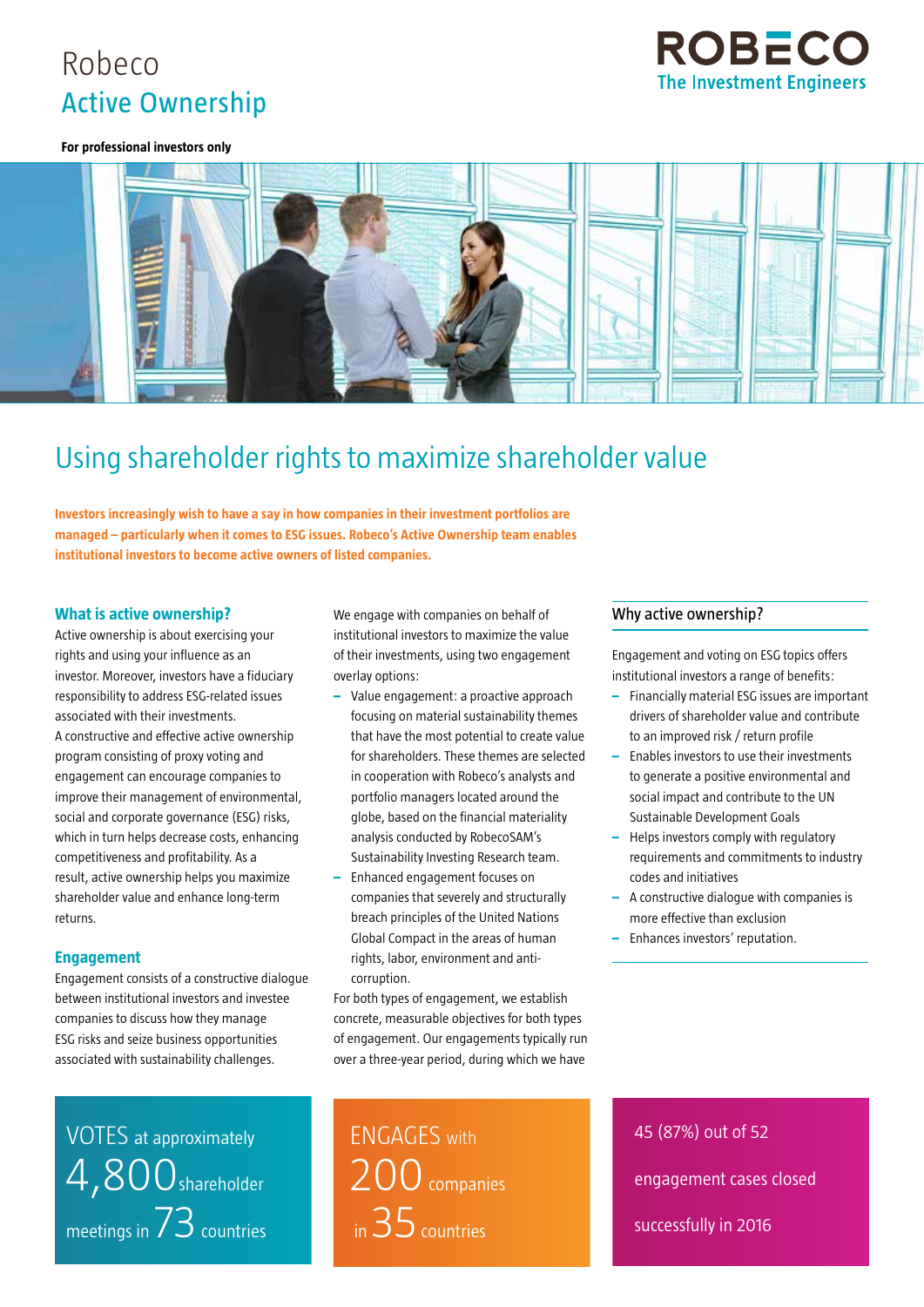# Robeco Active Ownership

ROBECO
The Investment Engineers

**For professional investors only**

## Using shareholder rights to maximize shareholder value

**Investors increasingly wish to have a say in how companies in their investment portfolios are managed – particularly when it comes to ESG issues. Robeco's Active Ownership team enables institutional investors to become active owners of listed companies.**

### What is active ownership?

Active ownership is about exercising your rights and using your influence as an investor. Moreover, investors have a fiduciary responsibility to address ESG-related issues associated with their investments.
A constructive and effective active ownership program consisting of proxy voting and engagement can encourage companies to improve their management of environmental, social and corporate governance (ESG) risks, which in turn helps decrease costs, enhancing competitiveness and profitability. As a result, active ownership helps you maximize shareholder value and enhance long-term returns.

### Engagement

Engagement consists of a constructive dialogue between institutional investors and investee companies to discuss how they manage ESG risks and seize business opportunities associated with sustainability challenges.

We engage with companies on behalf of institutional investors to maximize the value of their investments, using two engagement overlay options:

- Value engagement: a proactive approach focusing on material sustainability themes that have the most potential to create value for shareholders. These themes are selected in cooperation with Robeco's analysts and portfolio managers located around the globe, based on the financial materiality analysis conducted by RobecoSAM's Sustainability Investing Research team.
- Enhanced engagement focuses on companies that severely and structurally breach principles of the United Nations Global Compact in the areas of human rights, labor, environment and anti-corruption.

For both types of engagement, we establish concrete, measurable objectives for both types of engagement. Our engagements typically run over a three-year period, during which we have

### Why active ownership?

Engagement and voting on ESG topics offers institutional investors a range of benefits:

- Financially material ESG issues are important drivers of shareholder value and contribute to an improved risk / return profile
- Enables investors to use their investments to generate a positive environmental and social impact and contribute to the UN Sustainable Development Goals
- Helps investors comply with regulatory requirements and commitments to industry codes and initiatives
- A constructive dialogue with companies is more effective than exclusion
- Enhances investors' reputation.

VOTES at approximately 4,800 shareholder meetings in 73 countries

ENGAGES with 200 companies in 35 countries

45 (87%) out of 52 engagement cases closed successfully in 2016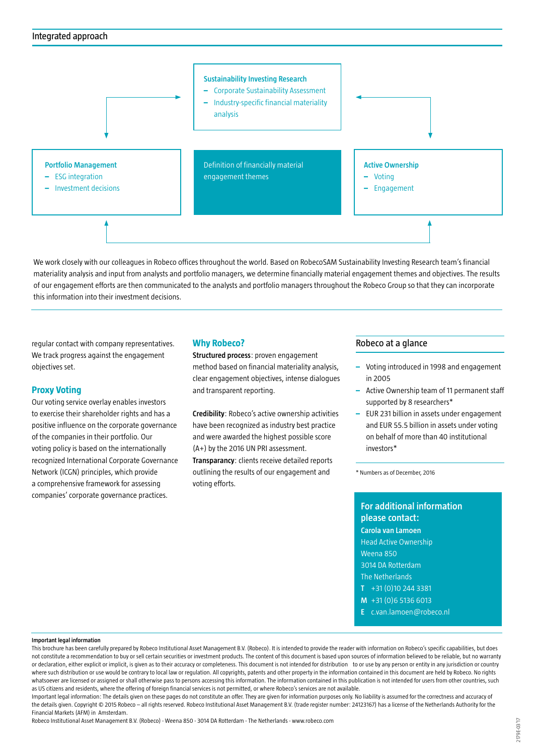## Integrated approach

**Sustainability Investing Research**
- Corporate Sustainability Assessment
- Industry-specific financial materiality analysis

**Portfolio Management**
- ESG integration
- Investment decisions

Definition of financially material engagement themes

**Active Ownership**
- Voting
- Engagement

We work closely with our colleagues in Robeco offices throughout the world. Based on RobecoSAM Sustainability Investing Research team's financial materiality analysis and input from analysts and portfolio managers, we determine financially material engagement themes and objectives. The results of our engagement efforts are then communicated to the analysts and portfolio managers throughout the Robeco Group so that they can incorporate this information into their investment decisions.

regular contact with company representatives. We track progress against the engagement objectives set.

### Proxy Voting

Our voting service overlay enables investors to exercise their shareholder rights and has a positive influence on the corporate governance of the companies in their portfolio. Our voting policy is based on the internationally recognized International Corporate Governance Network (ICGN) principles, which provide a comprehensive framework for assessing companies' corporate governance practices.

### Why Robeco?

**Structured process**: proven engagement method based on financial materiality analysis, clear engagement objectives, intense dialogues and transparent reporting.

**Credibility**: Robeco's active ownership activities have been recognized as industry best practice and were awarded the highest possible score (A+) by the 2016 UN PRI assessment.

**Transparancy**: clients receive detailed reports outlining the results of our engagement and voting efforts.

### Robeco at a glance

- Voting introduced in 1998 and engagement in 2005
- Active Ownership team of 11 permanent staff supported by 8 researchers*
- EUR 231 billion in assets under engagement and EUR 55.5 billion in assets under voting on behalf of more than 40 institutional investors*

\* Numbers as of December, 2016

### For additional information please contact:

**Carola van Lamoen**
Head Active Ownership
Weena 850
3014 DA Rotterdam
The Netherlands
**T** +31 (0)10 244 3381
**M** +31 (0)6 5136 6013
**E** c.van.lamoen@robeco.nl

**Important legal information**

This brochure has been carefully prepared by Robeco Institutional Asset Management B.V. (Robeco). It is intended to provide the reader with information on Robeco's specific capabilities, but does not constitute a recommendation to buy or sell certain securities or investment products. The content of this document is based upon sources of information believed to be reliable, but no warranty or declaration, either explicit or implicit, is given as to their accuracy or completeness. This document is not intended for distribution to or use by any person or entity in any jurisdiction or country where such distribution or use would be contrary to local law or regulation. All copyrights, patents and other property in the information contained in this document are held by Robeco. No rights whatsoever are licensed or assigned or shall otherwise pass to persons accessing this information. The information contained in this publication is not intended for users from other countries, such as US citizens and residents, where the offering of foreign financial services is not permitted, or where Robeco's services are not available.

Important legal information: The details given on these pages do not constitute an offer. They are given for information purposes only. No liability is assumed for the correctness and accuracy of the details given. Copyright © 2015 Robeco – all rights reserved. Robeco Institutional Asset Management B.V. (trade register number: 24123167) has a license of the Netherlands Authority for the Financial Markets (AFM) in Amsterdam.

Robeco Institutional Asset Management B.V. (Robeco) - Weena 850 - 3014 DA Rotterdam - The Netherlands - www.robeco.com

2179E-0317